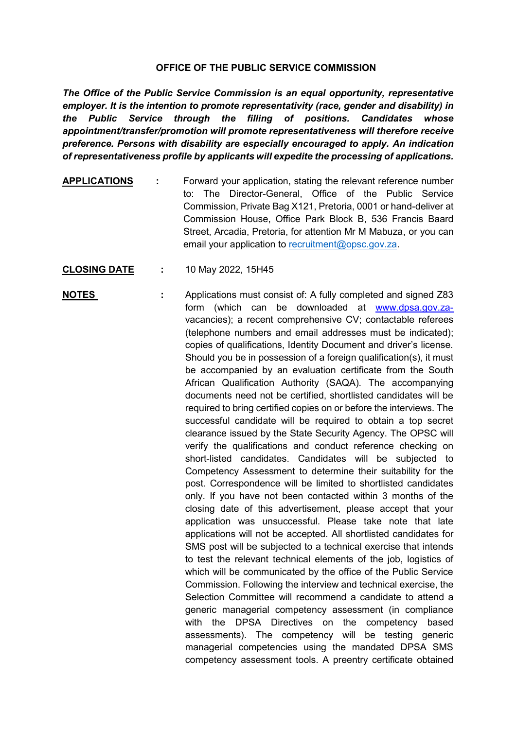**OFFICE OF THE PUBLIC SERVICE COMMISSION**

***The Office of the Public Service Commission is an equal opportunity, representative employer. It is the intention to promote representativity (race, gender and disability) in the Public Service through the filling of positions. Candidates whose appointment/transfer/promotion will promote representativeness will therefore receive preference. Persons with disability are especially encouraged to apply. An indication of representativeness profile by applicants will expedite the processing of applications.***

**APPLICATIONS** : Forward your application, stating the relevant reference number to: The Director-General, Office of the Public Service Commission, Private Bag X121, Pretoria, 0001 or hand-deliver at Commission House, Office Park Block B, 536 Francis Baard Street, Arcadia, Pretoria, for attention Mr M Mabuza, or you can email your application to recruitment@opsc.gov.za.

**CLOSING DATE** : 10 May 2022, 15H45

**NOTES** : Applications must consist of: A fully completed and signed Z83 form (which can be downloaded at www.dpsa.gov.za-vacancies); a recent comprehensive CV; contactable referees (telephone numbers and email addresses must be indicated); copies of qualifications, Identity Document and driver's license. Should you be in possession of a foreign qualification(s), it must be accompanied by an evaluation certificate from the South African Qualification Authority (SAQA). The accompanying documents need not be certified, shortlisted candidates will be required to bring certified copies on or before the interviews. The successful candidate will be required to obtain a top secret clearance issued by the State Security Agency. The OPSC will verify the qualifications and conduct reference checking on short-listed candidates. Candidates will be subjected to Competency Assessment to determine their suitability for the post. Correspondence will be limited to shortlisted candidates only. If you have not been contacted within 3 months of the closing date of this advertisement, please accept that your application was unsuccessful. Please take note that late applications will not be accepted. All shortlisted candidates for SMS post will be subjected to a technical exercise that intends to test the relevant technical elements of the job, logistics of which will be communicated by the office of the Public Service Commission. Following the interview and technical exercise, the Selection Committee will recommend a candidate to attend a generic managerial competency assessment (in compliance with the DPSA Directives on the competency based assessments). The competency will be testing generic managerial competencies using the mandated DPSA SMS competency assessment tools. A preentry certificate obtained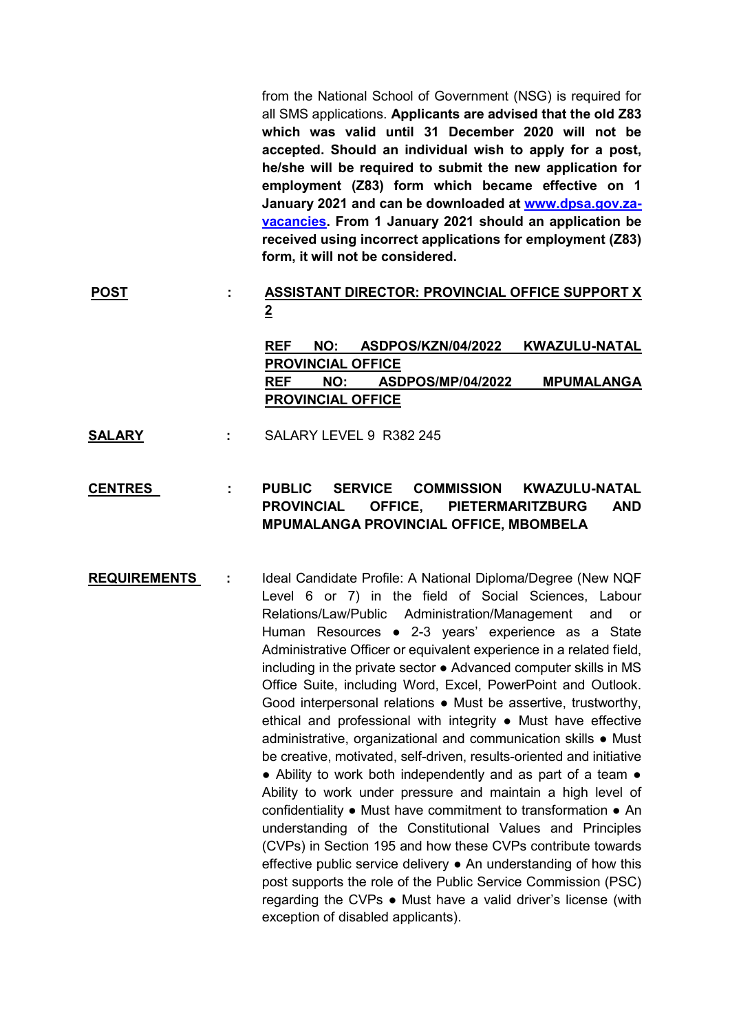from the National School of Government (NSG) is required for all SMS applications. **Applicants are advised that the old Z83 which was valid until 31 December 2020 will not be accepted. Should an individual wish to apply for a post, he/she will be required to submit the new application for employment (Z83) form which became effective on 1 January 2021 and can be downloaded at [www.dpsa.gov.za-vacancies](www.dpsa.gov.za-vacancies). From 1 January 2021 should an application be received using incorrect applications for employment (Z83) form, it will not be considered.**

**POST** : **ASSISTANT DIRECTOR: PROVINCIAL OFFICE SUPPORT X 2**

**REF NO: ASDPOS/KZN/04/2022 KWAZULU-NATAL PROVINCIAL OFFICE**
**REF NO: ASDPOS/MP/04/2022 MPUMALANGA PROVINCIAL OFFICE**

**SALARY** : SALARY LEVEL 9 R382 245

**CENTRES** : **PUBLIC SERVICE COMMISSION KWAZULU-NATAL PROVINCIAL OFFICE, PIETERMARITZBURG AND MPUMALANGA PROVINCIAL OFFICE, MBOMBELA**

**REQUIREMENTS** : Ideal Candidate Profile: A National Diploma/Degree (New NQF Level 6 or 7) in the field of Social Sciences, Labour Relations/Law/Public Administration/Management and or Human Resources ● 2-3 years' experience as a State Administrative Officer or equivalent experience in a related field, including in the private sector ● Advanced computer skills in MS Office Suite, including Word, Excel, PowerPoint and Outlook. Good interpersonal relations ● Must be assertive, trustworthy, ethical and professional with integrity ● Must have effective administrative, organizational and communication skills ● Must be creative, motivated, self-driven, results-oriented and initiative ● Ability to work both independently and as part of a team ● Ability to work under pressure and maintain a high level of confidentiality ● Must have commitment to transformation ● An understanding of the Constitutional Values and Principles (CVPs) in Section 195 and how these CVPs contribute towards effective public service delivery ● An understanding of how this post supports the role of the Public Service Commission (PSC) regarding the CVPs ● Must have a valid driver's license (with exception of disabled applicants).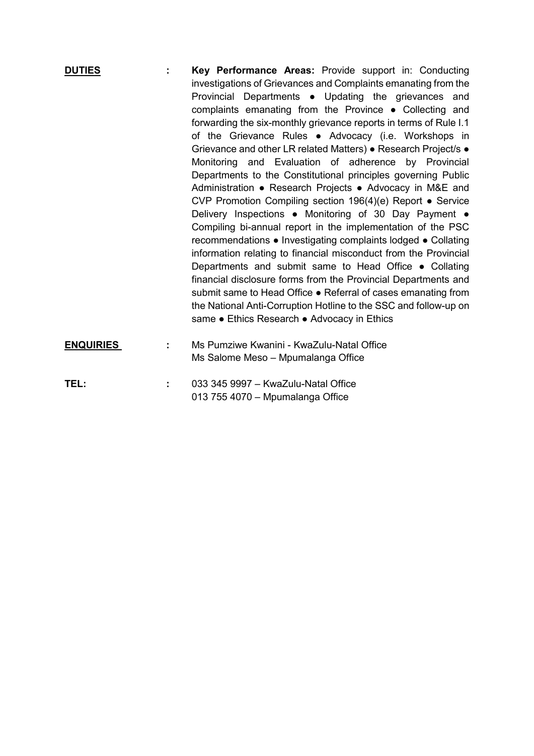**DUTIES** : **Key Performance Areas:** Provide support in: Conducting investigations of Grievances and Complaints emanating from the Provincial Departments ● Updating the grievances and complaints emanating from the Province ● Collecting and forwarding the six-monthly grievance reports in terms of Rule I.1 of the Grievance Rules ● Advocacy (i.e. Workshops in Grievance and other LR related Matters) ● Research Project/s ● Monitoring and Evaluation of adherence by Provincial Departments to the Constitutional principles governing Public Administration ● Research Projects ● Advocacy in M&E and CVP Promotion Compiling section 196(4)(e) Report ● Service Delivery Inspections ● Monitoring of 30 Day Payment ● Compiling bi-annual report in the implementation of the PSC recommendations ● Investigating complaints lodged ● Collating information relating to financial misconduct from the Provincial Departments and submit same to Head Office ● Collating financial disclosure forms from the Provincial Departments and submit same to Head Office ● Referral of cases emanating from the National Anti-Corruption Hotline to the SSC and follow-up on same ● Ethics Research ● Advocacy in Ethics

**ENQUIRIES** : Ms Pumziwe Kwanini - KwaZulu-Natal Office
Ms Salome Meso – Mpumalanga Office

**TEL:** : 033 345 9997 – KwaZulu-Natal Office
013 755 4070 – Mpumalanga Office